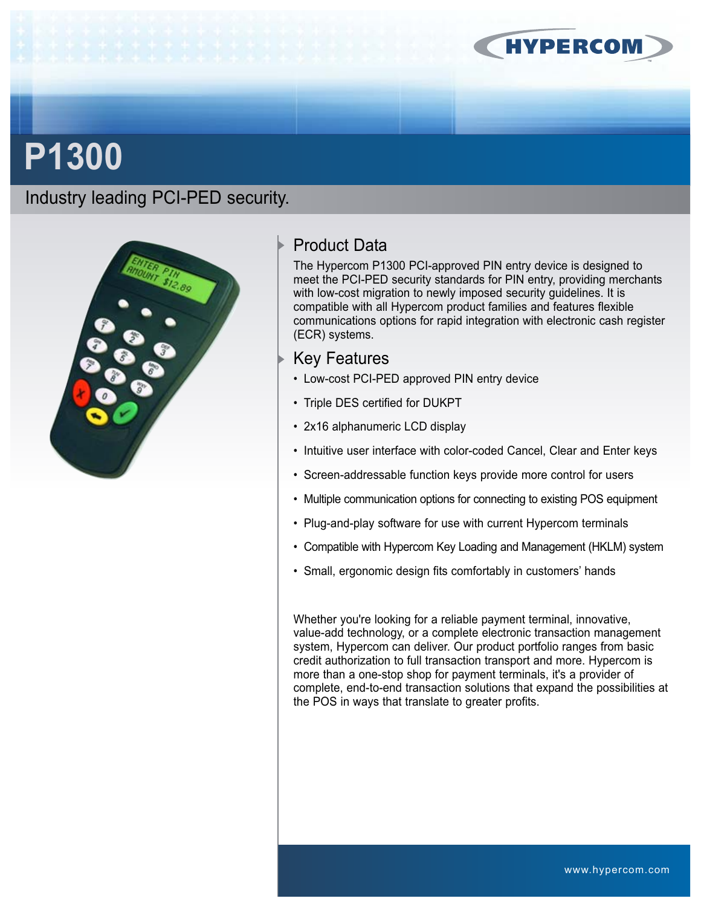# P1300

Industry leading PCI-PED security.

## Product Data

The Hypercom P1300 PCI-approved PIN entry device is designed to meet the PCI-PED security standards for PIN entry, providing merchants with low-cost migration to newly imposed security guidelines. It is compatible with all Hypercom product families and features flexible communications options for rapid integration with electronic cash register (ECR) systems.

## Key Features

- Low-cost PCI-PED approved PIN entry device
- Triple DES certified for DUKPT
- 2x16 alphanumeric LCD display
- Intuitive user interface with color-coded Cancel, Clear and Enter keys
- Screen-addressable function keys provide more control for users
- Multiple communication options for connecting to existing POS equipment
- Plug-and-play software for use with current Hypercom terminals
- Compatible with Hypercom Key Loading and Management (HKLM) system
- Small, ergonomic design fits comfortably in customers' hands

Whether you're looking for a reliable payment terminal, innovative, value-add technology, or a complete electronic transaction management system, Hypercom can deliver. Our product portfolio ranges from basic credit authorization to full transaction transport and more. Hypercom is more than a one-stop shop for payment terminals, it's a provider of complete, end-to-end transaction solutions that expand the possibilities at the POS in ways that translate to greater profits.

www.hypercom.com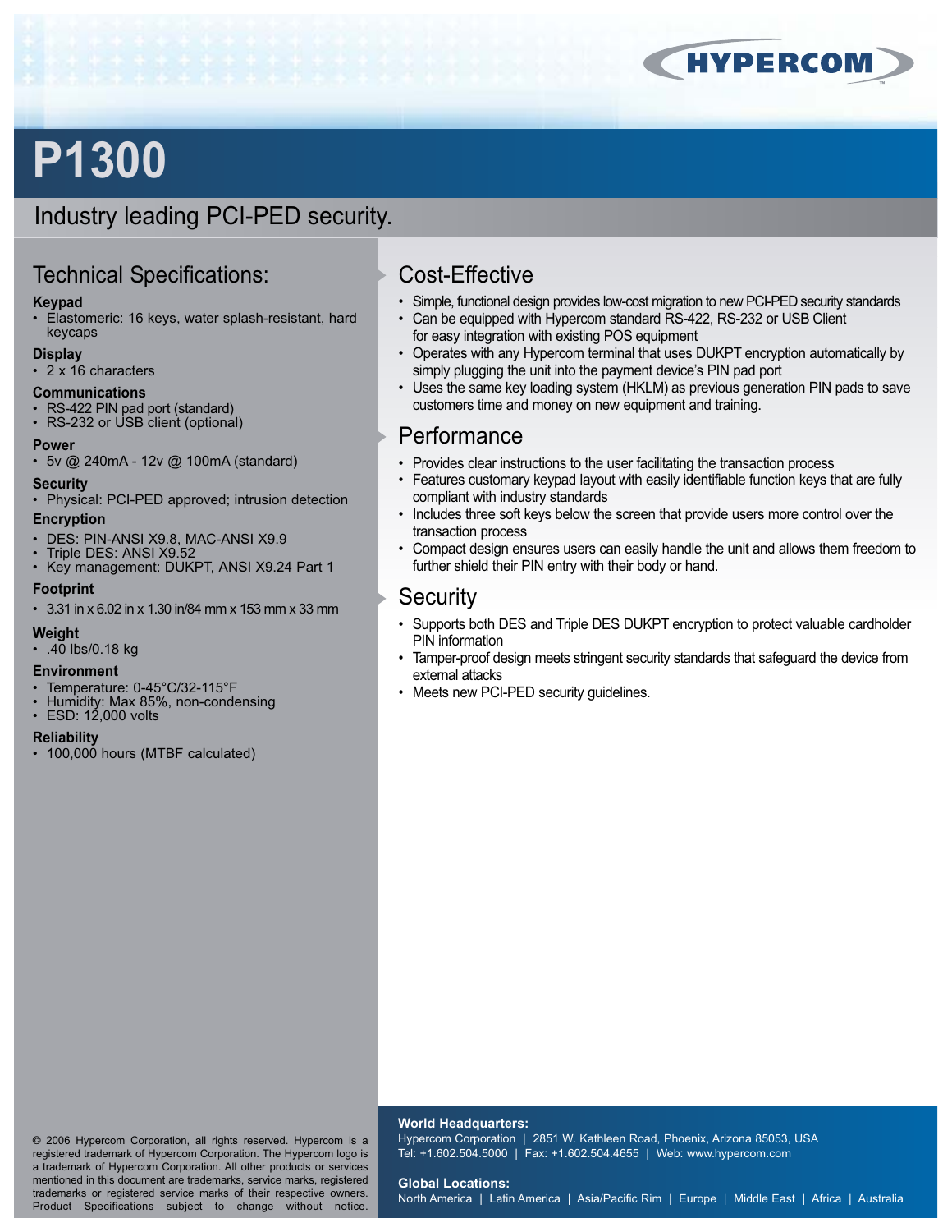HYPERCOM

# P1300

## Industry leading PCI-PED security.

## Technical Specifications:

**Keypad**
- Elastomeric: 16 keys, water splash-resistant, hard keycaps

**Display**
- 2 x 16 characters

**Communications**
- RS-422 PIN pad port (standard)
- RS-232 or USB client (optional)

**Power**
- 5v @ 240mA - 12v @ 100mA (standard)

**Security**
- Physical: PCI-PED approved; intrusion detection

**Encryption**
- DES: PIN-ANSI X9.8, MAC-ANSI X9.9
- Triple DES: ANSI X9.52
- Key management: DUKPT, ANSI X9.24 Part 1

**Footprint**
- 3.31 in x 6.02 in x 1.30 in/84 mm x 153 mm x 33 mm

**Weight**
- .40 lbs/0.18 kg

**Environment**
- Temperature: 0-45°C/32-115°F
- Humidity: Max 85%, non-condensing
- ESD: 12,000 volts

**Reliability**
- 100,000 hours (MTBF calculated)

## Cost-Effective

- Simple, functional design provides low-cost migration to new PCI-PED security standards
- Can be equipped with Hypercom standard RS-422, RS-232 or USB Client for easy integration with existing POS equipment
- Operates with any Hypercom terminal that uses DUKPT encryption automatically by simply plugging the unit into the payment device's PIN pad port
- Uses the same key loading system (HKLM) as previous generation PIN pads to save customers time and money on new equipment and training.

## Performance

- Provides clear instructions to the user facilitating the transaction process
- Features customary keypad layout with easily identifiable function keys that are fully compliant with industry standards
- Includes three soft keys below the screen that provide users more control over the transaction process
- Compact design ensures users can easily handle the unit and allows them freedom to further shield their PIN entry with their body or hand.

## Security

- Supports both DES and Triple DES DUKPT encryption to protect valuable cardholder PIN information
- Tamper-proof design meets stringent security standards that safeguard the device from external attacks
- Meets new PCI-PED security guidelines.

© 2006 Hypercom Corporation, all rights reserved. Hypercom is a registered trademark of Hypercom Corporation. The Hypercom logo is a trademark of Hypercom Corporation. All other products or services mentioned in this document are trademarks, service marks, registered trademarks or registered service marks of their respective owners. Product Specifications subject to change without notice.

**World Headquarters:**
Hypercom Corporation | 2851 W. Kathleen Road, Phoenix, Arizona 85053, USA
Tel: +1.602.504.5000 | Fax: +1.602.504.4655 | Web: www.hypercom.com

**Global Locations:**
North America | Latin America | Asia/Pacific Rim | Europe | Middle East | Africa | Australia